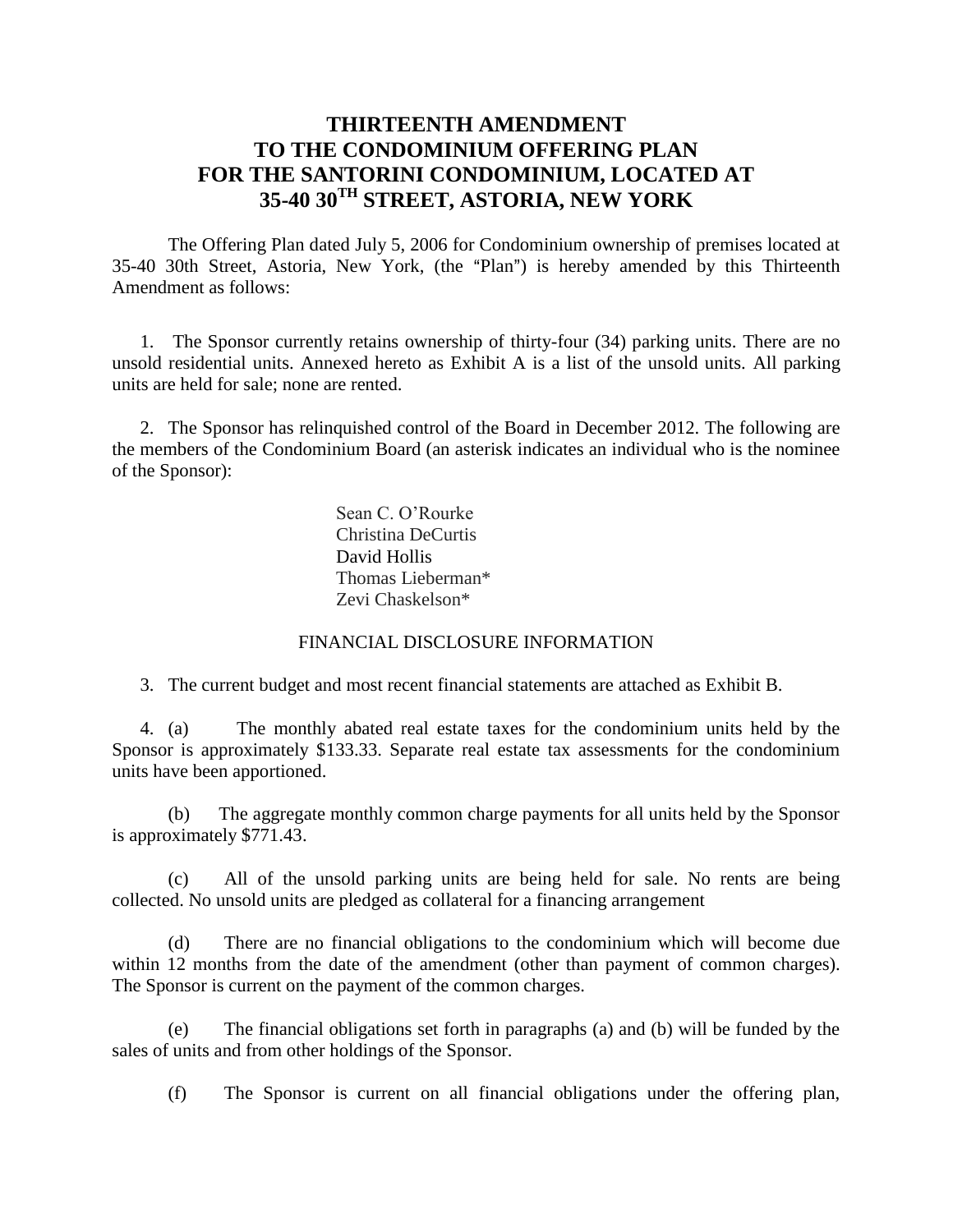# THIRTEENTH AMENDMENT TO THE CONDOMINIUM OFFERING PLAN FOR THE SANTORINI CONDOMINIUM, LOCATED AT 35-40 30TH STREET, ASTORIA, NEW YORK

The Offering Plan dated July 5, 2006 for Condominium ownership of premises located at 35-40 30th Street, Astoria, New York, (the "Plan") is hereby amended by this Thirteenth Amendment as follows:

1. The Sponsor currently retains ownership of thirty-four (34) parking units. There are no unsold residential units. Annexed hereto as Exhibit A is a list of the unsold units. All parking units are held for sale; none are rented.

2. The Sponsor has relinquished control of the Board in December 2012. The following are the members of the Condominium Board (an asterisk indicates an individual who is the nominee of the Sponsor):

   Sean C. O'Rourke
   Christina DeCurtis
   David Hollis
   Thomas Lieberman*
   Zevi Chaskelson*

FINANCIAL DISCLOSURE INFORMATION

3. The current budget and most recent financial statements are attached as Exhibit B.

4. (a) The monthly abated real estate taxes for the condominium units held by the Sponsor is approximately $133.33. Separate real estate tax assessments for the condominium units have been apportioned.

   (b) The aggregate monthly common charge payments for all units held by the Sponsor is approximately $771.43.

   (c) All of the unsold parking units are being held for sale. No rents are being collected. No unsold units are pledged as collateral for a financing arrangement

   (d) There are no financial obligations to the condominium which will become due within 12 months from the date of the amendment (other than payment of common charges). The Sponsor is current on the payment of the common charges.

   (e) The financial obligations set forth in paragraphs (a) and (b) will be funded by the sales of units and from other holdings of the Sponsor.

   (f) The Sponsor is current on all financial obligations under the offering plan,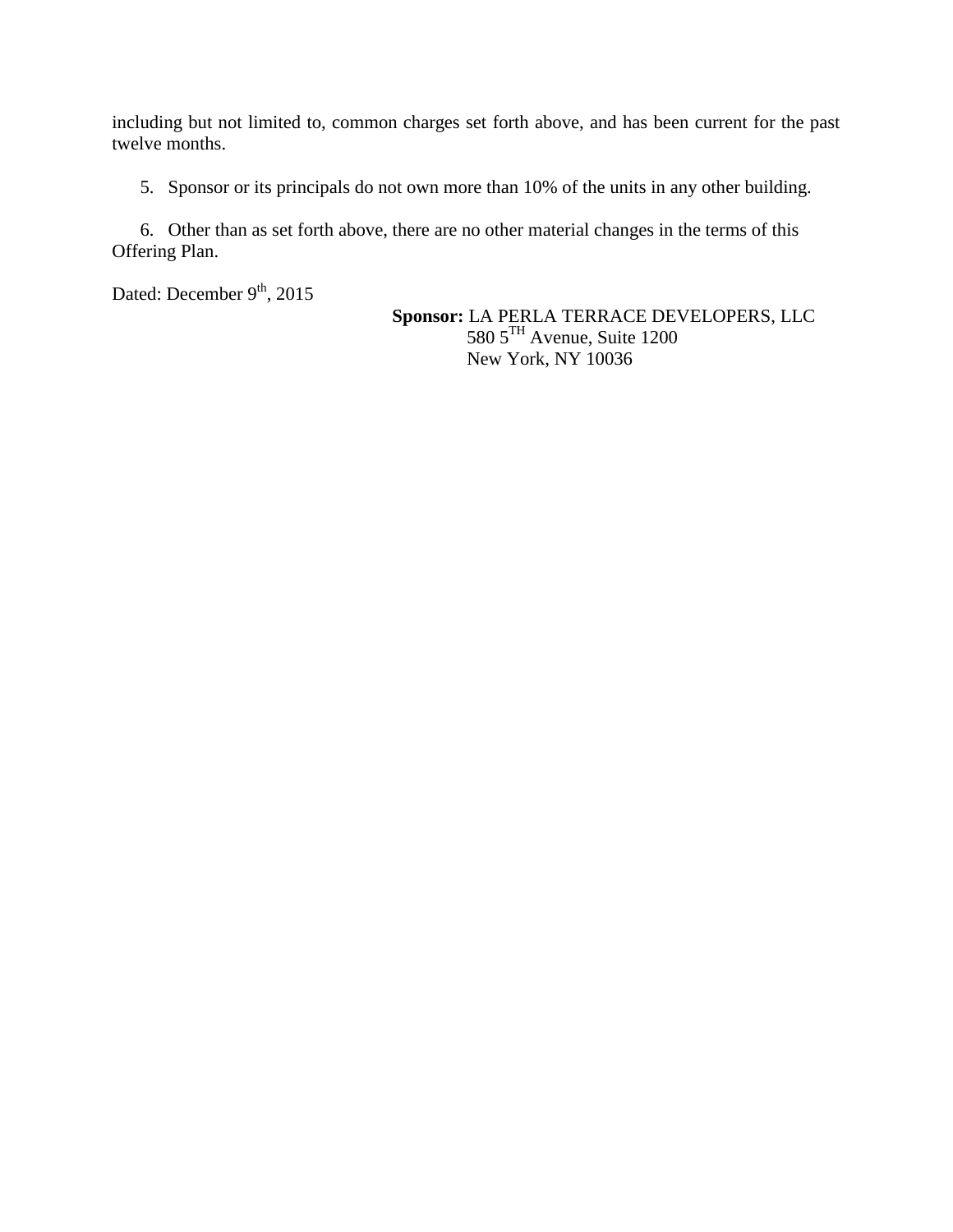including but not limited to, common charges set forth above, and has been current for the past twelve months.

5. Sponsor or its principals do not own more than 10% of the units in any other building.

6. Other than as set forth above, there are no other material changes in the terms of this Offering Plan.

Dated: December 9th, 2015

**Sponsor:** LA PERLA TERRACE DEVELOPERS, LLC
580 5TH Avenue, Suite 1200
New York, NY 10036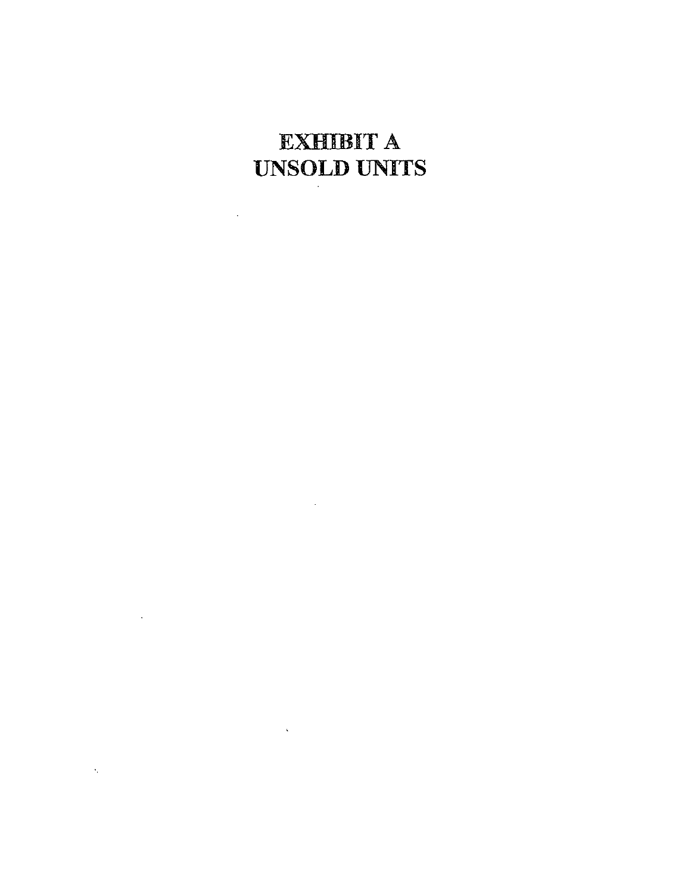# EXHIBIT A
# UNSOLD UNITS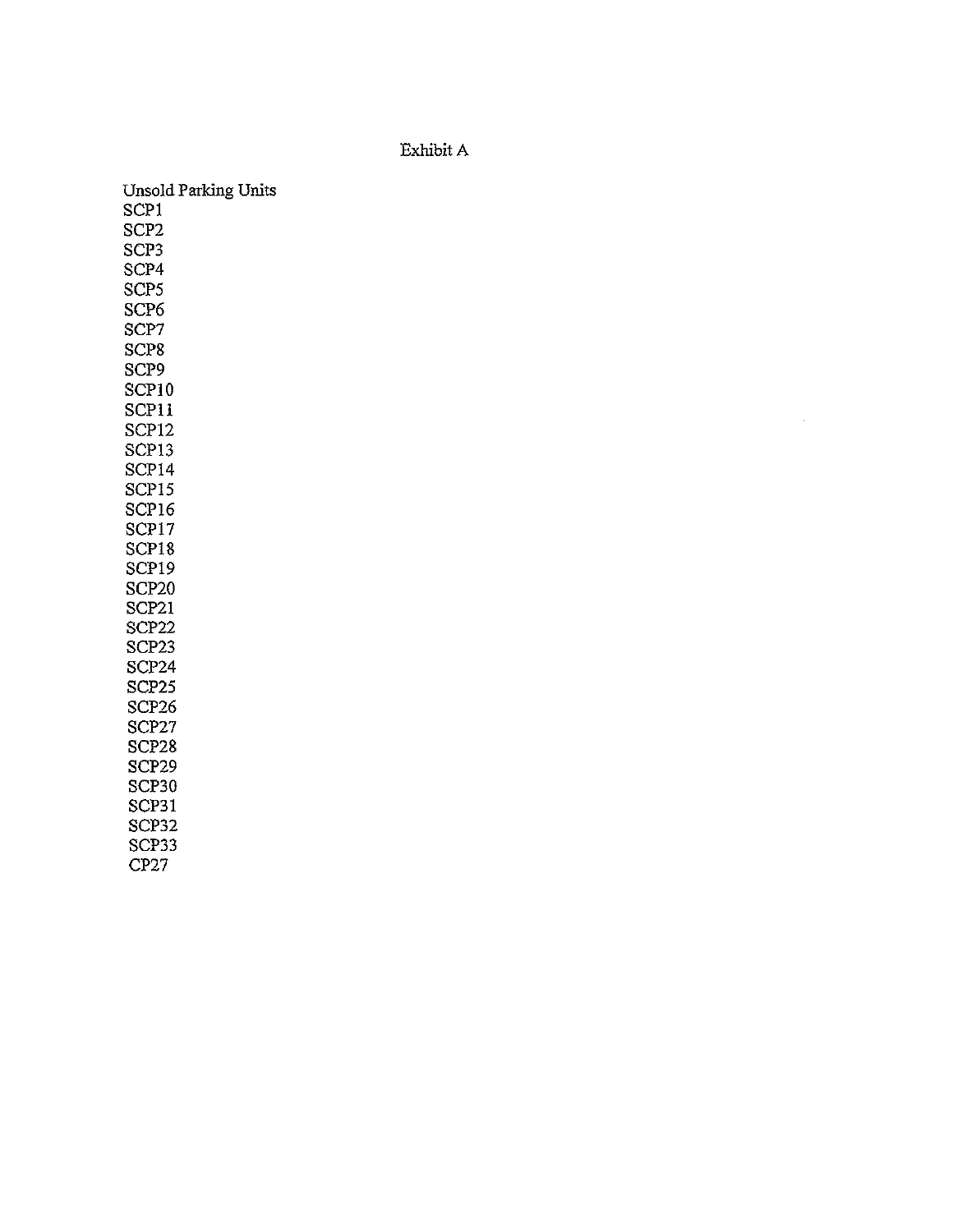# Exhibit A

Unsold Parking Units

SCP1
SCP2
SCP3
SCP4
SCP5
SCP6
SCP7
SCP8
SCP9
SCP10
SCP11
SCP12
SCP13
SCP14
SCP15
SCP16
SCP17
SCP18
SCP19
SCP20
SCP21
SCP22
SCP23
SCP24
SCP25
SCP26
SCP27
SCP28
SCP29
SCP30
SCP31
SCP32
SCP33
CP27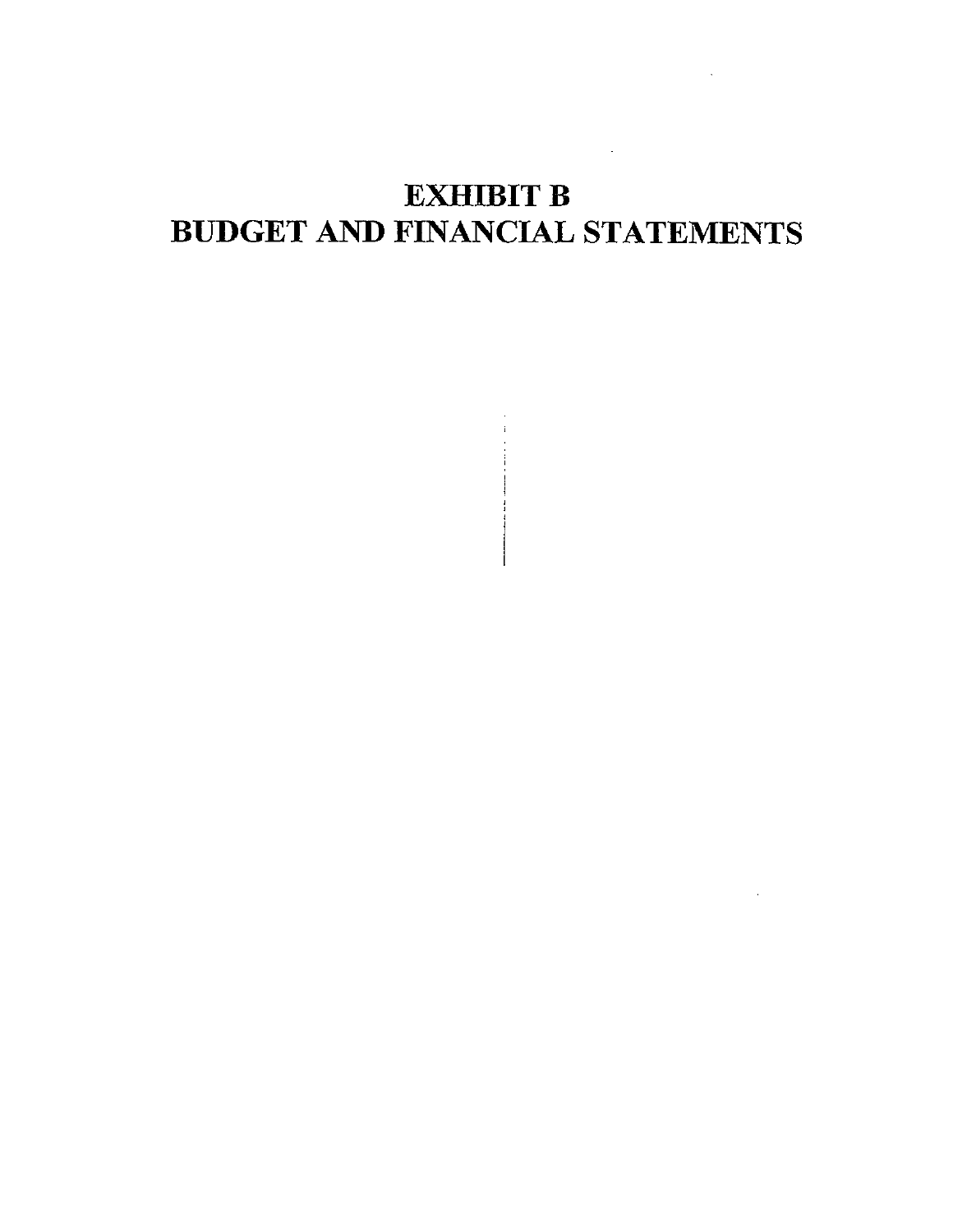# EXHIBIT B
# BUDGET AND FINANCIAL STATEMENTS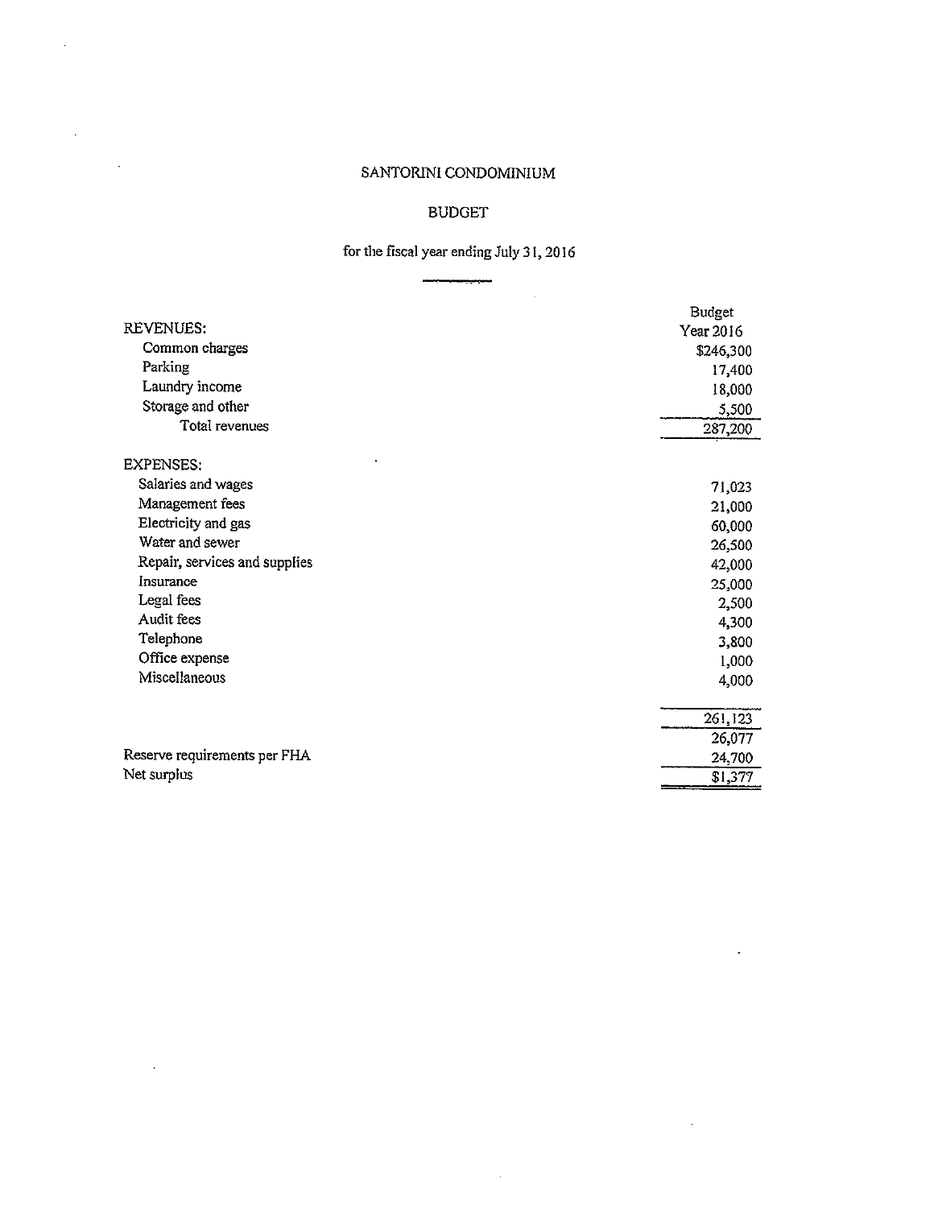# SANTORINI CONDOMINIUM

## BUDGET

for the fiscal year ending July 31, 2016

| | Budget Year 2016 |
|---|---|
| **REVENUES:** | |
| Common charges | $246,300 |
| Parking | 17,400 |
| Laundry income | 18,000 |
| Storage and other | 5,500 |
| Total revenues | 287,200 |
| **EXPENSES:** | |
| Salaries and wages | 71,023 |
| Management fees | 21,000 |
| Electricity and gas | 60,000 |
| Water and sewer | 26,500 |
| Repair, services and supplies | 42,000 |
| Insurance | 25,000 |
| Legal fees | 2,500 |
| Audit fees | 4,300 |
| Telephone | 3,800 |
| Office expense | 1,000 |
| Miscellaneous | 4,000 |
| | 261,123 |
| | 26,077 |
| Reserve requirements per FHA | 24,700 |
| Net surplus | $1,377 |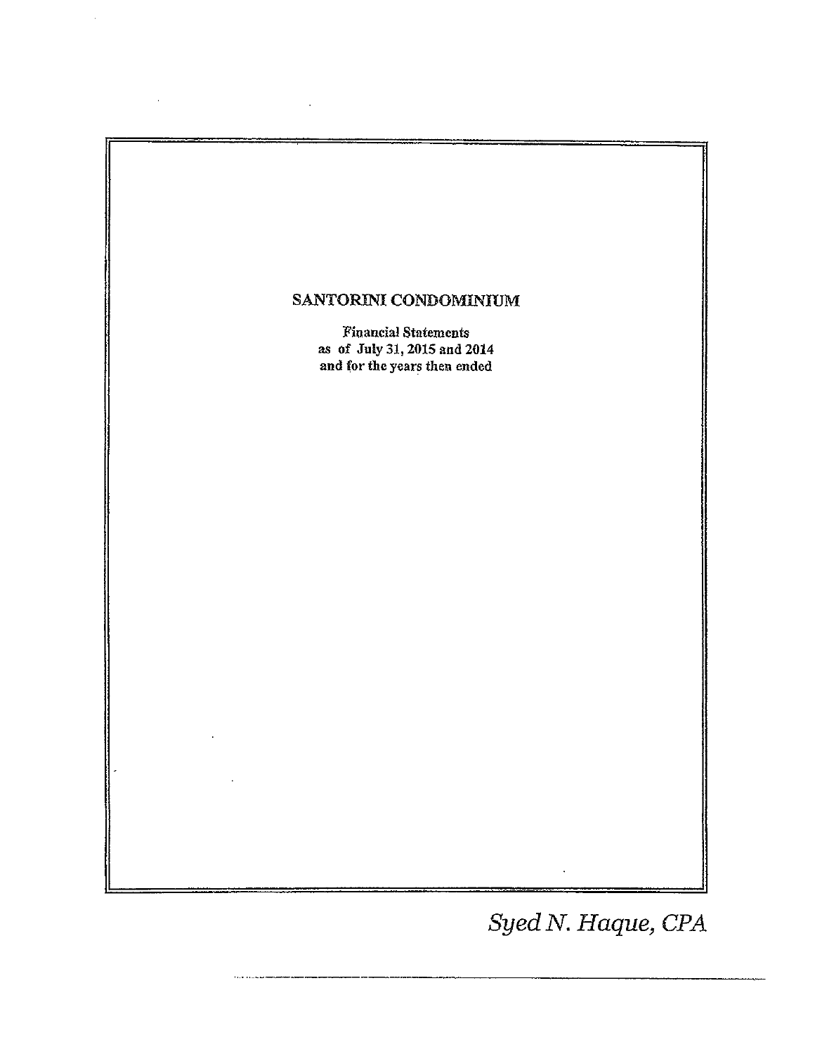# SANTORINI CONDOMINIUM

Financial Statements
as of July 31, 2015 and 2014
and for the years then ended

*Syed N. Haque, CPA*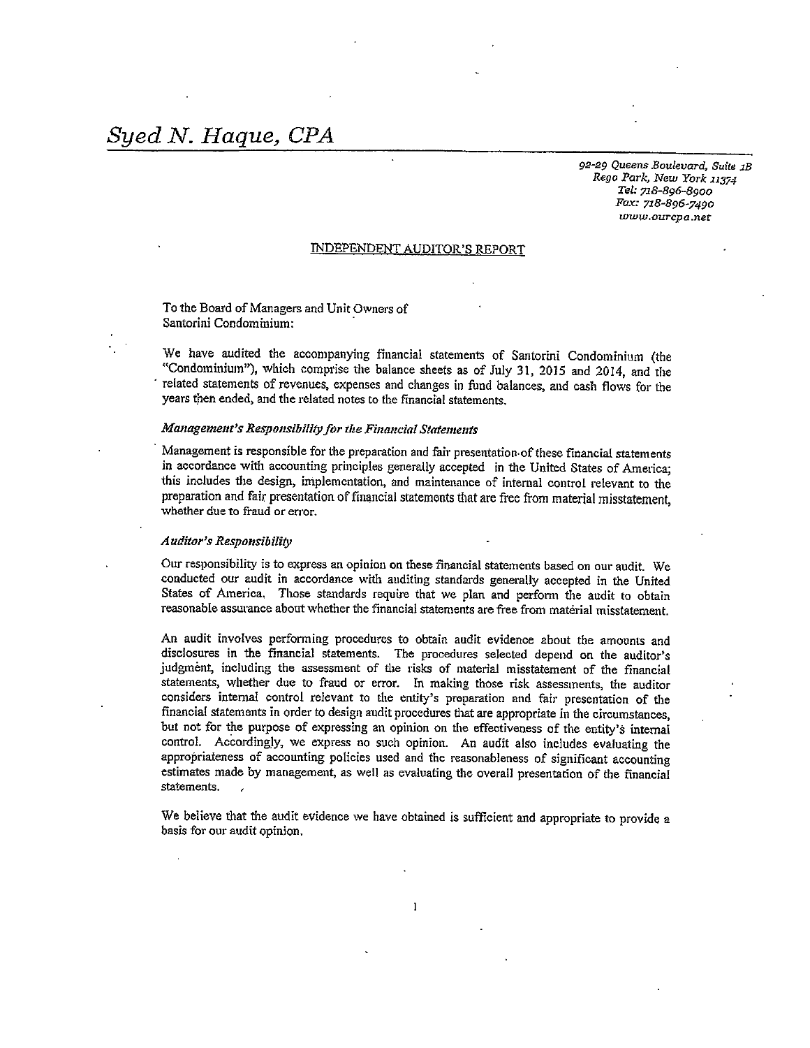# *Syed N. Haque, CPA*

*92-29 Queens Boulevard, Suite 1B*
*Rego Park, New York 11374*
*Tel: 718-896-8900*
*Fax: 718-896-7490*
*www.ourcpa.net*

## INDEPENDENT AUDITOR'S REPORT

To the Board of Managers and Unit Owners of
Santorini Condominium:

We have audited the accompanying financial statements of Santorini Condominium (the "Condominium"), which comprise the balance sheets as of July 31, 2015 and 2014, and the related statements of revenues, expenses and changes in fund balances, and cash flows for the years then ended, and the related notes to the financial statements.

### *Management's Responsibility for the Financial Statements*

Management is responsible for the preparation and fair presentation of these financial statements in accordance with accounting principles generally accepted in the United States of America; this includes the design, implementation, and maintenance of internal control relevant to the preparation and fair presentation of financial statements that are free from material misstatement, whether due to fraud or error.

### *Auditor's Responsibility*

Our responsibility is to express an opinion on these financial statements based on our audit. We conducted our audit in accordance with auditing standards generally accepted in the United States of America. Those standards require that we plan and perform the audit to obtain reasonable assurance about whether the financial statements are free from material misstatement.

An audit involves performing procedures to obtain audit evidence about the amounts and disclosures in the financial statements. The procedures selected depend on the auditor's judgment, including the assessment of the risks of material misstatement of the financial statements, whether due to fraud or error. In making those risk assessments, the auditor considers internal control relevant to the entity's preparation and fair presentation of the financial statements in order to design audit procedures that are appropriate in the circumstances, but not for the purpose of expressing an opinion on the effectiveness of the entity's internal control. Accordingly, we express no such opinion. An audit also includes evaluating the appropriateness of accounting policies used and the reasonableness of significant accounting estimates made by management, as well as evaluating the overall presentation of the financial statements.

We believe that the audit evidence we have obtained is sufficient and appropriate to provide a basis for our audit opinion.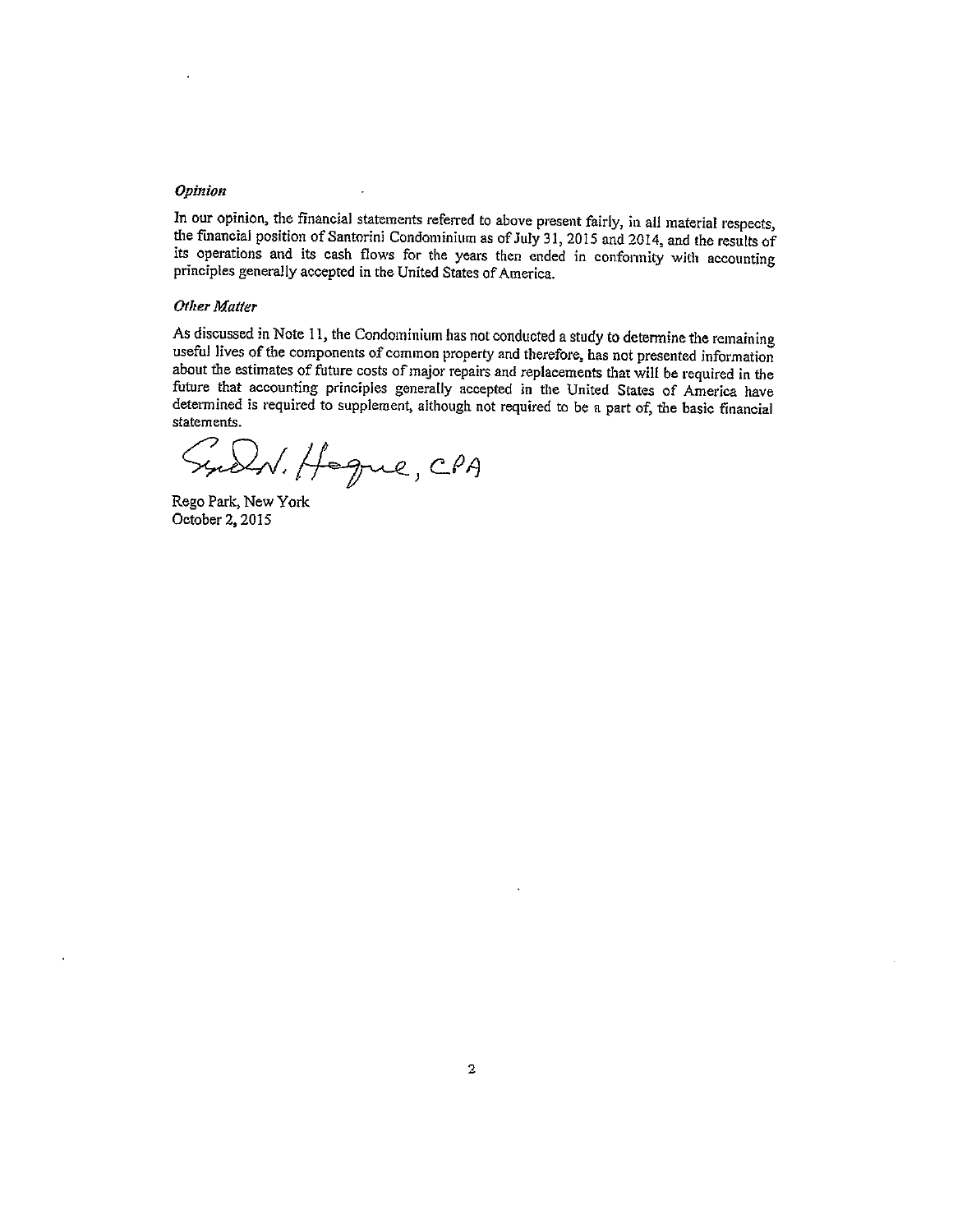### *Opinion*

In our opinion, the financial statements referred to above present fairly, in all material respects, the financial position of Santorini Condominium as of July 31, 2015 and 2014, and the results of its operations and its cash flows for the years then ended in conformity with accounting principles generally accepted in the United States of America.

### *Other Matter*

As discussed in Note 11, the Condominium has not conducted a study to determine the remaining useful lives of the components of common property and therefore, has not presented information about the estimates of future costs of major repairs and replacements that will be required in the future that accounting principles generally accepted in the United States of America have determined is required to supplement, although not required to be a part of, the basic financial statements.

Syed N. Haque, CPA

Rego Park, New York
October 2, 2015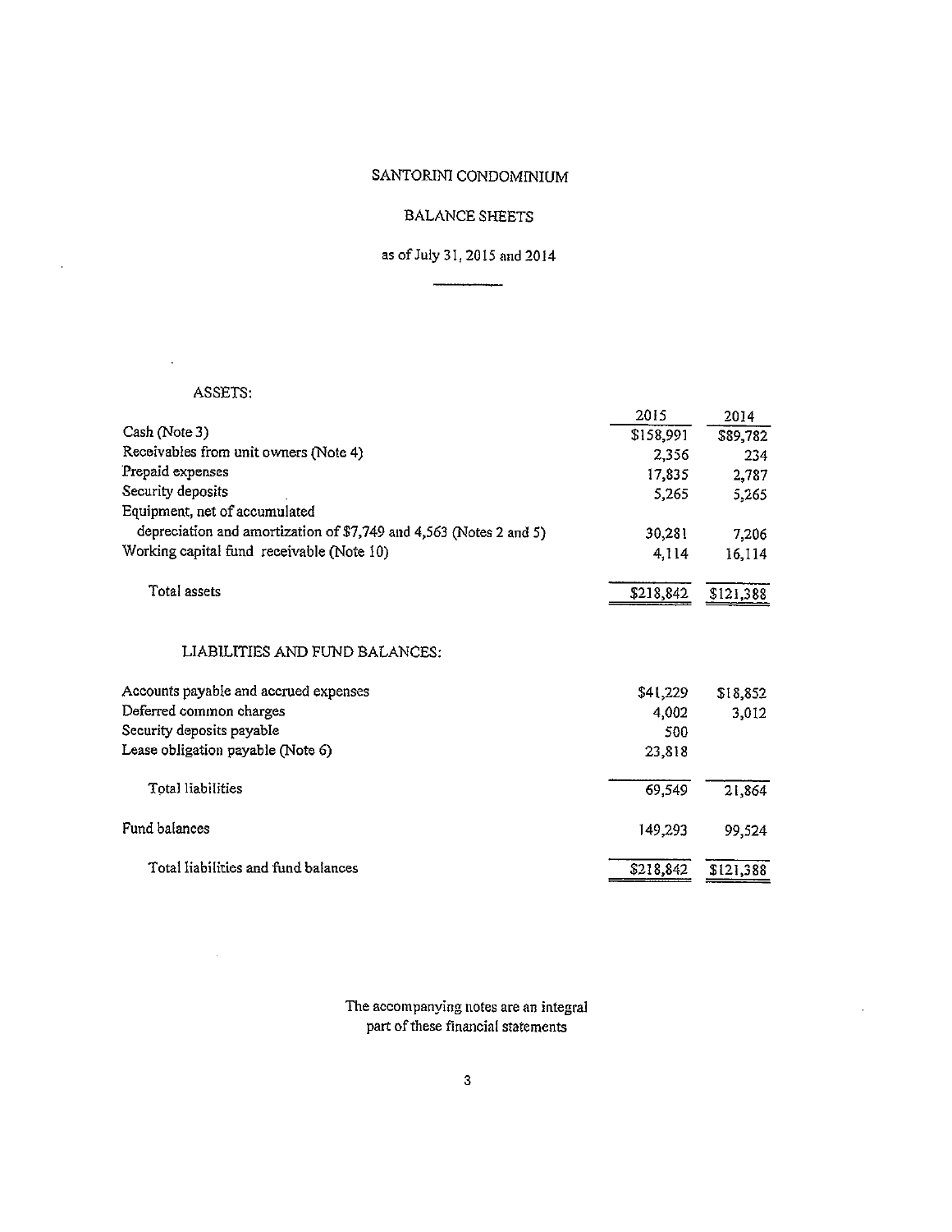# SANTORINI CONDOMINIUM

## BALANCE SHEETS

as of July 31, 2015 and 2014

### ASSETS:

| | 2015 | 2014 |
|---|---|---|
| Cash (Note 3) | $158,991 | $89,782 |
| Receivables from unit owners (Note 4) | 2,356 | 234 |
| Prepaid expenses | 17,835 | 2,787 |
| Security deposits | 5,265 | 5,265 |
| Equipment, net of accumulated depreciation and amortization of $7,749 and 4,563 (Notes 2 and 5) | 30,281 | 7,206 |
| Working capital fund receivable (Note 10) | 4,114 | 16,114 |
| Total assets | $218,842 | $121,388 |

### LIABILITIES AND FUND BALANCES:

| | 2015 | 2014 |
|---|---|---|
| Accounts payable and accrued expenses | $41,229 | $18,852 |
| Deferred common charges | 4,002 | 3,012 |
| Security deposits payable | 500 | |
| Lease obligation payable (Note 6) | 23,818 | |
| Total liabilities | 69,549 | 21,864 |
| Fund balances | 149,293 | 99,524 |
| Total liabilities and fund balances | $218,842 | $121,388 |

The accompanying notes are an integral part of these financial statements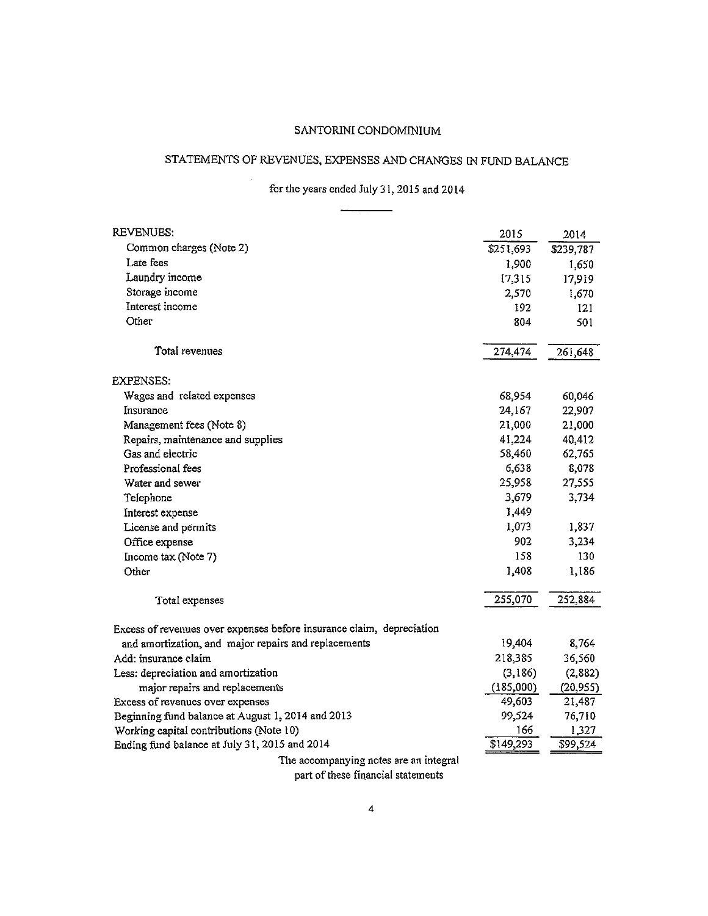# SANTORINI CONDOMINIUM

## STATEMENTS OF REVENUES, EXPENSES AND CHANGES IN FUND BALANCE

for the years ended July 31, 2015 and 2014

| | 2015 | 2014 |
|---|---|---|
| REVENUES: | | |
| Common charges (Note 2) | $251,693 | $239,787 |
| Late fees | 1,900 | 1,650 |
| Laundry income | 17,315 | 17,919 |
| Storage income | 2,570 | 1,670 |
| Interest income | 192 | 121 |
| Other | 804 | 501 |
| Total revenues | 274,474 | 261,648 |
| EXPENSES: | | |
| Wages and related expenses | 68,954 | 60,046 |
| Insurance | 24,167 | 22,907 |
| Management fees (Note 8) | 21,000 | 21,000 |
| Repairs, maintenance and supplies | 41,224 | 40,412 |
| Gas and electric | 58,460 | 62,765 |
| Professional fees | 6,638 | 8,078 |
| Water and sewer | 25,958 | 27,555 |
| Telephone | 3,679 | 3,734 |
| Interest expense | 1,449 | |
| License and permits | 1,073 | 1,837 |
| Office expense | 902 | 3,234 |
| Income tax (Note 7) | 158 | 130 |
| Other | 1,408 | 1,186 |
| Total expenses | 255,070 | 252,884 |
| Excess of revenues over expenses before insurance claim, depreciation and amortization, and major repairs and replacements | 19,404 | 8,764 |
| Add: insurance claim | 218,385 | 36,560 |
| Less: depreciation and amortization | (3,186) | (2,882) |
| major repairs and replacements | (185,000) | (20,955) |
| Excess of revenues over expenses | 49,603 | 21,487 |
| Beginning fund balance at August 1, 2014 and 2013 | 99,524 | 76,710 |
| Working capital contributions (Note 10) | 166 | 1,327 |
| Ending fund balance at July 31, 2015 and 2014 | $149,293 | $99,524 |

The accompanying notes are an integral part of these financial statements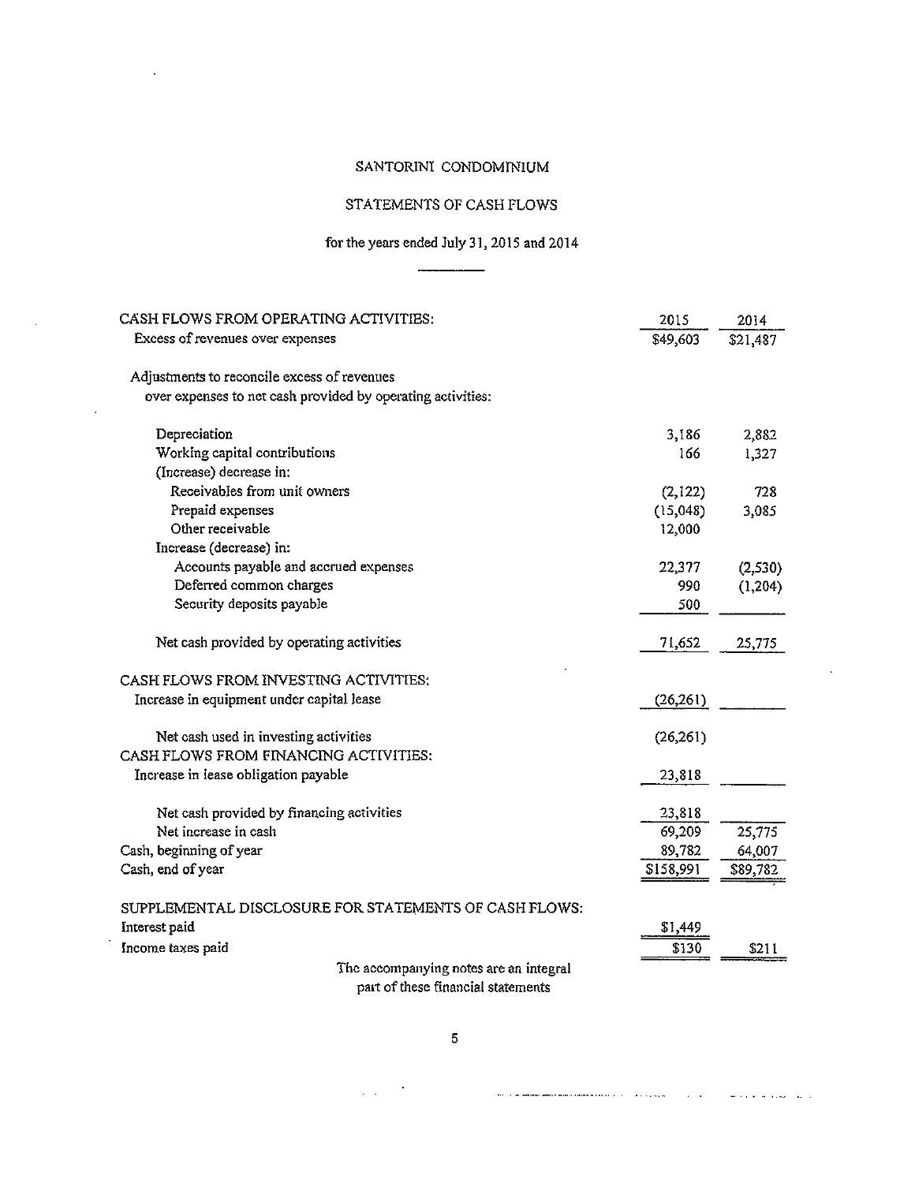# SANTORINI CONDOMINIUM

## STATEMENTS OF CASH FLOWS

for the years ended July 31, 2015 and 2014

| | 2015 | 2014 |
|---|---|---|
| **CASH FLOWS FROM OPERATING ACTIVITIES:** | | |
| Excess of revenues over expenses | $49,603 | $21,487 |
| Adjustments to reconcile excess of revenues over expenses to net cash provided by operating activities: | | |
| Depreciation | 3,186 | 2,882 |
| Working capital contributions | 166 | 1,327 |
| (Increase) decrease in: | | |
| Receivables from unit owners | (2,122) | 728 |
| Prepaid expenses | (15,048) | 3,085 |
| Other receivable | 12,000 | |
| Increase (decrease) in: | | |
| Accounts payable and accrued expenses | 22,377 | (2,530) |
| Deferred common charges | 990 | (1,204) |
| Security deposits payable | 500 | |
| Net cash provided by operating activities | 71,652 | 25,775 |
| **CASH FLOWS FROM INVESTING ACTIVITIES:** | | |
| Increase in equipment under capital lease | (26,261) | |
| Net cash used in investing activities | (26,261) | |
| **CASH FLOWS FROM FINANCING ACTIVITIES:** | | |
| Increase in lease obligation payable | 23,818 | |
| Net cash provided by financing activities | 23,818 | |
| Net increase in cash | 69,209 | 25,775 |
| Cash, beginning of year | 89,782 | 64,007 |
| Cash, end of year | $158,991 | $89,782 |
| **SUPPLEMENTAL DISCLOSURE FOR STATEMENTS OF CASH FLOWS:** | | |
| Interest paid | $1,449 | |
| Income taxes paid | $130 | $211 |

The accompanying notes are an integral part of these financial statements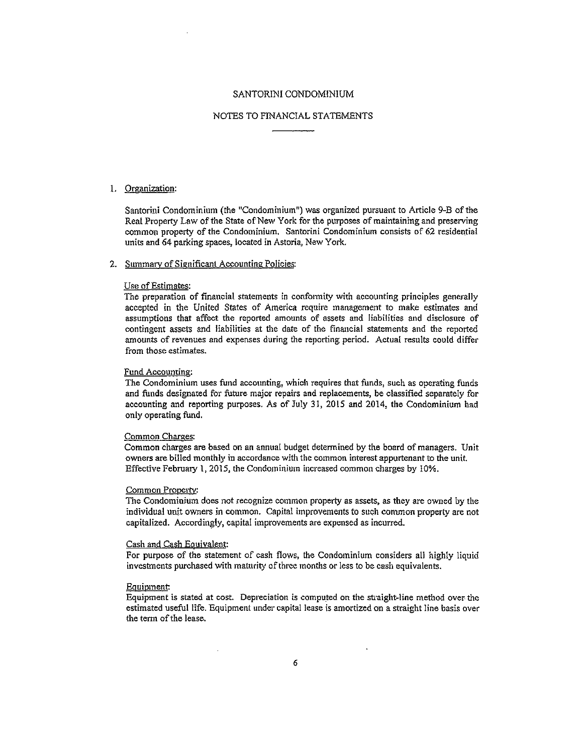# SANTORINI CONDOMINIUM

## NOTES TO FINANCIAL STATEMENTS

1. Organization:

   Santorini Condominium (the "Condominium") was organized pursuant to Article 9-B of the Real Property Law of the State of New York for the purposes of maintaining and preserving common property of the Condominium. Santorini Condominium consists of 62 residential units and 64 parking spaces, located in Astoria, New York.

2. Summary of Significant Accounting Policies:

   Use of Estimates:
   The preparation of financial statements in conformity with accounting principles generally accepted in the United States of America require management to make estimates and assumptions that affect the reported amounts of assets and liabilities and disclosure of contingent assets and liabilities at the date of the financial statements and the reported amounts of revenues and expenses during the reporting period. Actual results could differ from those estimates.

   Fund Accounting:
   The Condominium uses fund accounting, which requires that funds, such as operating funds and funds designated for future major repairs and replacements, be classified separately for accounting and reporting purposes. As of July 31, 2015 and 2014, the Condominium had only operating fund.

   Common Charges:
   Common charges are based on an annual budget determined by the board of managers. Unit owners are billed monthly in accordance with the common interest appurtenant to the unit. Effective February 1, 2015, the Condominium increased common charges by 10%.

   Common Property:
   The Condominium does not recognize common property as assets, as they are owned by the individual unit owners in common. Capital improvements to such common property are not capitalized. Accordingly, capital improvements are expensed as incurred.

   Cash and Cash Equivalent:
   For purpose of the statement of cash flows, the Condominium considers all highly liquid investments purchased with maturity of three months or less to be cash equivalents.

   Equipment:
   Equipment is stated at cost. Depreciation is computed on the straight-line method over the estimated useful life. Equipment under capital lease is amortized on a straight line basis over the term of the lease.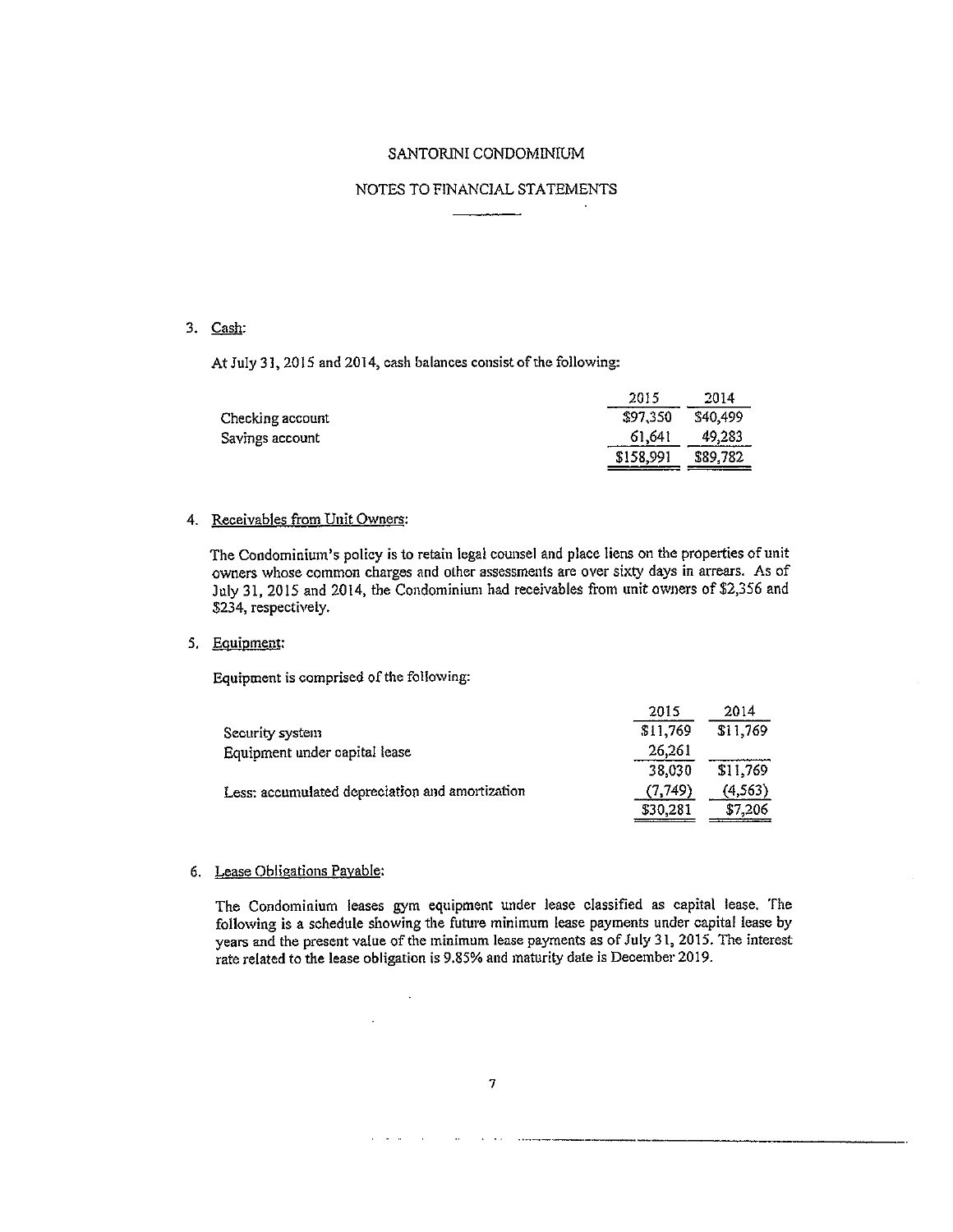SANTORINI CONDOMINIUM

NOTES TO FINANCIAL STATEMENTS

3. Cash:

At July 31, 2015 and 2014, cash balances consist of the following:

| | 2015 | 2014 |
|---|---|---|
| Checking account | $97,350 | $40,499 |
| Savings account | 61,641 | 49,283 |
| | $158,991 | $89,782 |

4. Receivables from Unit Owners:

The Condominium's policy is to retain legal counsel and place liens on the properties of unit owners whose common charges and other assessments are over sixty days in arrears. As of July 31, 2015 and 2014, the Condominium had receivables from unit owners of $2,356 and $234, respectively.

5. Equipment:

Equipment is comprised of the following:

| | 2015 | 2014 |
|---|---|---|
| Security system | $11,769 | $11,769 |
| Equipment under capital lease | 26,261 | |
| | 38,030 | $11,769 |
| Less: accumulated depreciation and amortization | (7,749) | (4,563) |
| | $30,281 | $7,206 |

6. Lease Obligations Payable:

The Condominium leases gym equipment under lease classified as capital lease. The following is a schedule showing the future minimum lease payments under capital lease by years and the present value of the minimum lease payments as of July 31, 2015. The interest rate related to the lease obligation is 9.85% and maturity date is December 2019.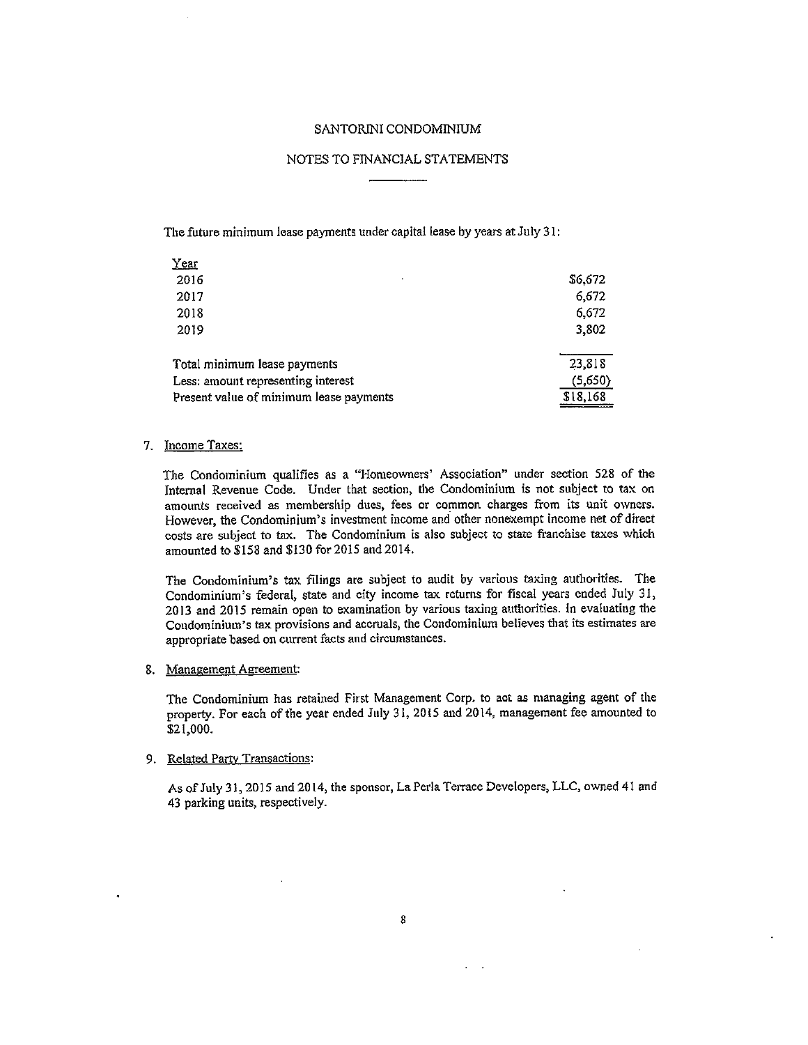SANTORINI CONDOMINIUM

NOTES TO FINANCIAL STATEMENTS

The future minimum lease payments under capital lease by years at July 31:

| Year | |
|---|---|
| 2016 | $6,672 |
| 2017 | 6,672 |
| 2018 | 6,672 |
| 2019 | 3,802 |
| Total minimum lease payments | 23,818 |
| Less: amount representing interest | (5,650) |
| Present value of minimum lease payments | $18,168 |

7. Income Taxes:

   The Condominium qualifies as a "Homeowners' Association" under section 528 of the Internal Revenue Code. Under that section, the Condominium is not subject to tax on amounts received as membership dues, fees or common charges from its unit owners. However, the Condominium's investment income and other nonexempt income net of direct costs are subject to tax. The Condominium is also subject to state franchise taxes which amounted to $158 and $130 for 2015 and 2014.

   The Condominium's tax filings are subject to audit by various taxing authorities. The Condominium's federal, state and city income tax returns for fiscal years ended July 31, 2013 and 2015 remain open to examination by various taxing authorities. In evaluating the Condominium's tax provisions and accruals, the Condominium believes that its estimates are appropriate based on current facts and circumstances.

8. Management Agreement:

   The Condominium has retained First Management Corp. to act as managing agent of the property. For each of the year ended July 31, 2015 and 2014, management fee amounted to $21,000.

9. Related Party Transactions:

   As of July 31, 2015 and 2014, the sponsor, La Perla Terrace Developers, LLC, owned 41 and 43 parking units, respectively.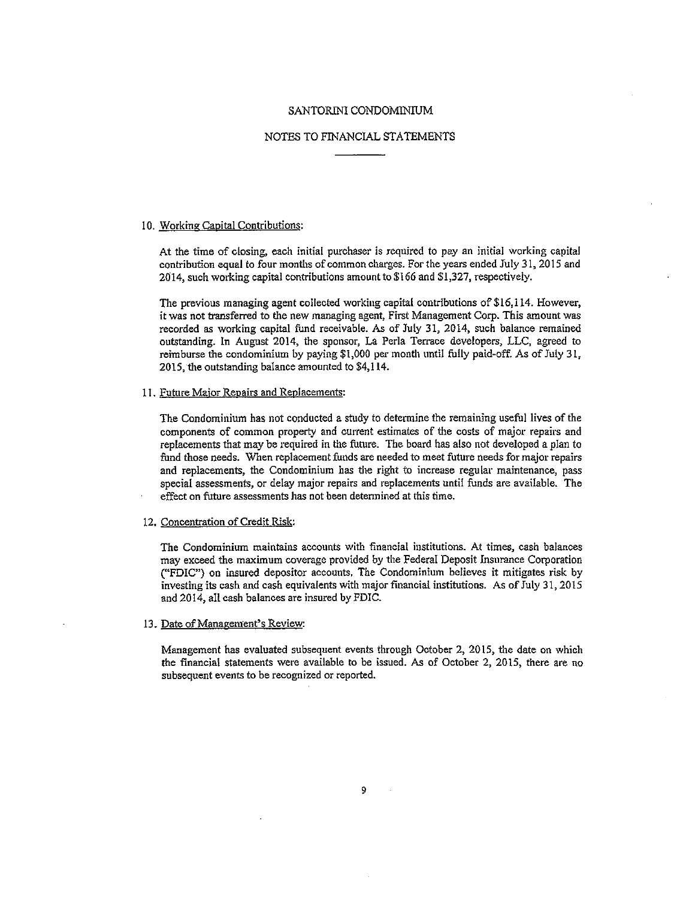SANTORINI CONDOMINIUM

NOTES TO FINANCIAL STATEMENTS

10. Working Capital Contributions:

At the time of closing, each initial purchaser is required to pay an initial working capital contribution equal to four months of common charges. For the years ended July 31, 2015 and 2014, such working capital contributions amount to $166 and $1,327, respectively.

The previous managing agent collected working capital contributions of $16,114. However, it was not transferred to the new managing agent, First Management Corp. This amount was recorded as working capital fund receivable. As of July 31, 2014, such balance remained outstanding. In August 2014, the sponsor, La Perla Terrace developers, LLC, agreed to reimburse the condominium by paying $1,000 per month until fully paid-off. As of July 31, 2015, the outstanding balance amounted to $4,114.

11. Future Major Repairs and Replacements:

The Condominium has not conducted a study to determine the remaining useful lives of the components of common property and current estimates of the costs of major repairs and replacements that may be required in the future. The board has also not developed a plan to fund those needs. When replacement funds are needed to meet future needs for major repairs and replacements, the Condominium has the right to increase regular maintenance, pass special assessments, or delay major repairs and replacements until funds are available. The effect on future assessments has not been determined at this time.

12. Concentration of Credit Risk:

The Condominium maintains accounts with financial institutions. At times, cash balances may exceed the maximum coverage provided by the Federal Deposit Insurance Corporation ("FDIC") on insured depositor accounts. The Condominium believes it mitigates risk by investing its cash and cash equivalents with major financial institutions. As of July 31, 2015 and 2014, all cash balances are insured by FDIC.

13. Date of Management's Review:

Management has evaluated subsequent events through October 2, 2015, the date on which the financial statements were available to be issued. As of October 2, 2015, there are no subsequent events to be recognized or reported.